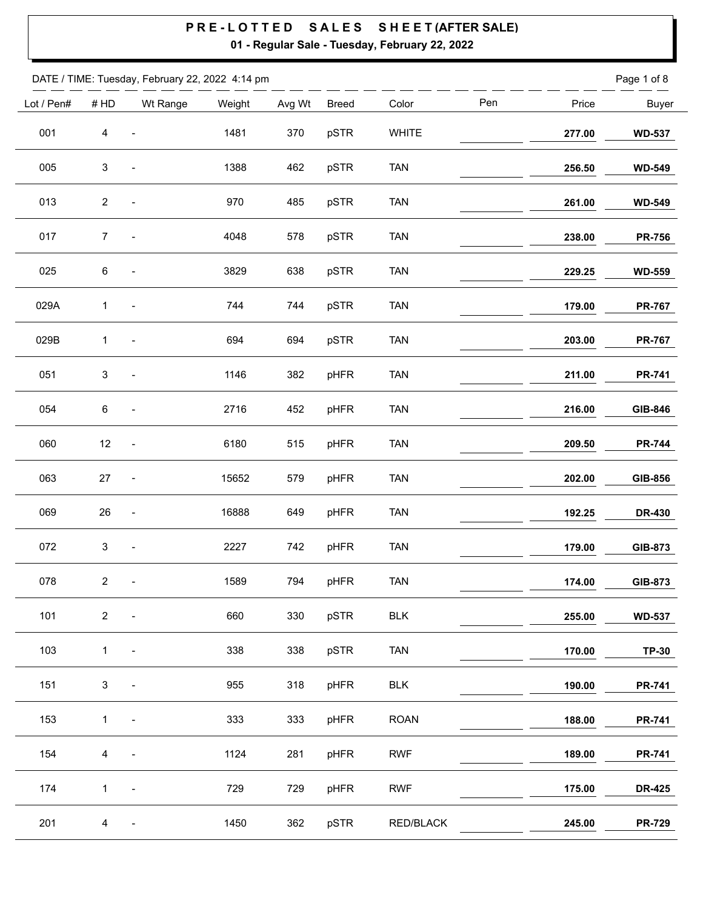# PRE-LOTTED SALES SHEET (AFTER SALE)

**01 - Regular Sale - Tuesday, February 22, 2022**

DATE / TIME: Tuesday, February 22, 2022 4:14 pm

| Lot / Pen# | # HD | Wt Range | Weight | Avg Wt | Breed | Color | Pen | Price | Buyer |
|---|---|---|---|---|---|---|---|---|---|
| 001 | 4 | - | 1481 | 370 | pSTR | WHITE | | **277.00** | **WD-537** |
| 005 | 3 | - | 1388 | 462 | pSTR | TAN | | **256.50** | **WD-549** |
| 013 | 2 | - | 970 | 485 | pSTR | TAN | | **261.00** | **WD-549** |
| 017 | 7 | - | 4048 | 578 | pSTR | TAN | | **238.00** | **PR-756** |
| 025 | 6 | - | 3829 | 638 | pSTR | TAN | | **229.25** | **WD-559** |
| 029A | 1 | - | 744 | 744 | pSTR | TAN | | **179.00** | **PR-767** |
| 029B | 1 | - | 694 | 694 | pSTR | TAN | | **203.00** | **PR-767** |
| 051 | 3 | - | 1146 | 382 | pHFR | TAN | | **211.00** | **PR-741** |
| 054 | 6 | - | 2716 | 452 | pHFR | TAN | | **216.00** | **GIB-846** |
| 060 | 12 | - | 6180 | 515 | pHFR | TAN | | **209.50** | **PR-744** |
| 063 | 27 | - | 15652 | 579 | pHFR | TAN | | **202.00** | **GIB-856** |
| 069 | 26 | - | 16888 | 649 | pHFR | TAN | | **192.25** | **DR-430** |
| 072 | 3 | - | 2227 | 742 | pHFR | TAN | | **179.00** | **GIB-873** |
| 078 | 2 | - | 1589 | 794 | pHFR | TAN | | **174.00** | **GIB-873** |
| 101 | 2 | - | 660 | 330 | pSTR | BLK | | **255.00** | **WD-537** |
| 103 | 1 | - | 338 | 338 | pSTR | TAN | | **170.00** | **TP-30** |
| 151 | 3 | - | 955 | 318 | pHFR | BLK | | **190.00** | **PR-741** |
| 153 | 1 | - | 333 | 333 | pHFR | ROAN | | **188.00** | **PR-741** |
| 154 | 4 | - | 1124 | 281 | pHFR | RWF | | **189.00** | **PR-741** |
| 174 | 1 | - | 729 | 729 | pHFR | RWF | | **175.00** | **DR-425** |
| 201 | 4 | - | 1450 | 362 | pSTR | RED/BLACK | | **245.00** | **PR-729** |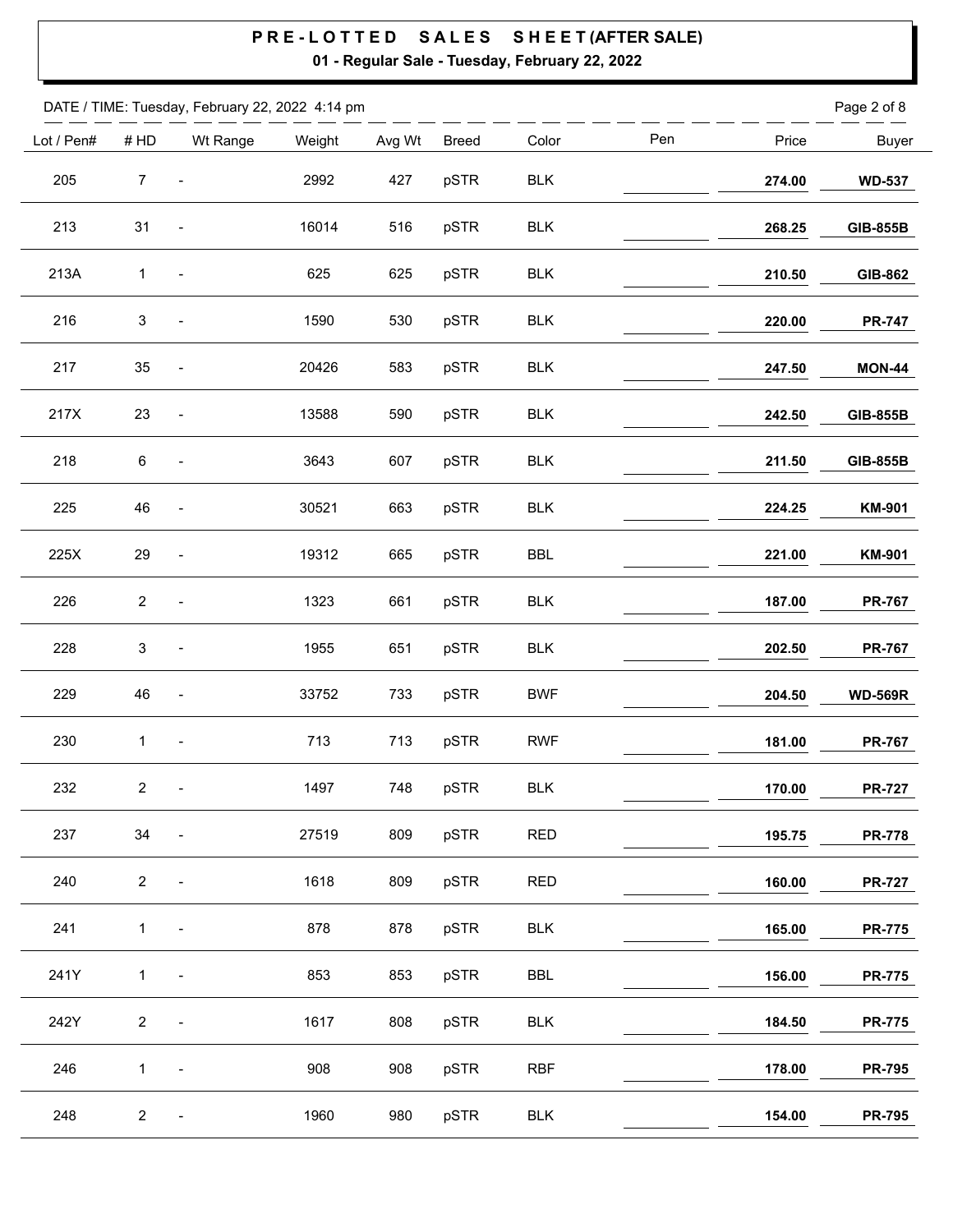# PRE-LOTTED SALES SHEET (AFTER SALE)

**01 - Regular Sale - Tuesday, February 22, 2022**

DATE / TIME: Tuesday, February 22, 2022 4:14 pm

| Lot / Pen# | # HD | Wt Range | Weight | Avg Wt | Breed | Color | Pen | Price | Buyer |
|---|---|---|---|---|---|---|---|---|---|
| 205 | 7 | - | 2992 | 427 | pSTR | BLK | | **274.00** | **WD-537** |
| 213 | 31 | - | 16014 | 516 | pSTR | BLK | | **268.25** | **GIB-855B** |
| 213A | 1 | - | 625 | 625 | pSTR | BLK | | **210.50** | **GIB-862** |
| 216 | 3 | - | 1590 | 530 | pSTR | BLK | | **220.00** | **PR-747** |
| 217 | 35 | - | 20426 | 583 | pSTR | BLK | | **247.50** | **MON-44** |
| 217X | 23 | - | 13588 | 590 | pSTR | BLK | | **242.50** | **GIB-855B** |
| 218 | 6 | - | 3643 | 607 | pSTR | BLK | | **211.50** | **GIB-855B** |
| 225 | 46 | - | 30521 | 663 | pSTR | BLK | | **224.25** | **KM-901** |
| 225X | 29 | - | 19312 | 665 | pSTR | BBL | | **221.00** | **KM-901** |
| 226 | 2 | - | 1323 | 661 | pSTR | BLK | | **187.00** | **PR-767** |
| 228 | 3 | - | 1955 | 651 | pSTR | BLK | | **202.50** | **PR-767** |
| 229 | 46 | - | 33752 | 733 | pSTR | BWF | | **204.50** | **WD-569R** |
| 230 | 1 | - | 713 | 713 | pSTR | RWF | | **181.00** | **PR-767** |
| 232 | 2 | - | 1497 | 748 | pSTR | BLK | | **170.00** | **PR-727** |
| 237 | 34 | - | 27519 | 809 | pSTR | RED | | **195.75** | **PR-778** |
| 240 | 2 | - | 1618 | 809 | pSTR | RED | | **160.00** | **PR-727** |
| 241 | 1 | - | 878 | 878 | pSTR | BLK | | **165.00** | **PR-775** |
| 241Y | 1 | - | 853 | 853 | pSTR | BBL | | **156.00** | **PR-775** |
| 242Y | 2 | - | 1617 | 808 | pSTR | BLK | | **184.50** | **PR-775** |
| 246 | 1 | - | 908 | 908 | pSTR | RBF | | **178.00** | **PR-795** |
| 248 | 2 | - | 1960 | 980 | pSTR | BLK | | **154.00** | **PR-795** |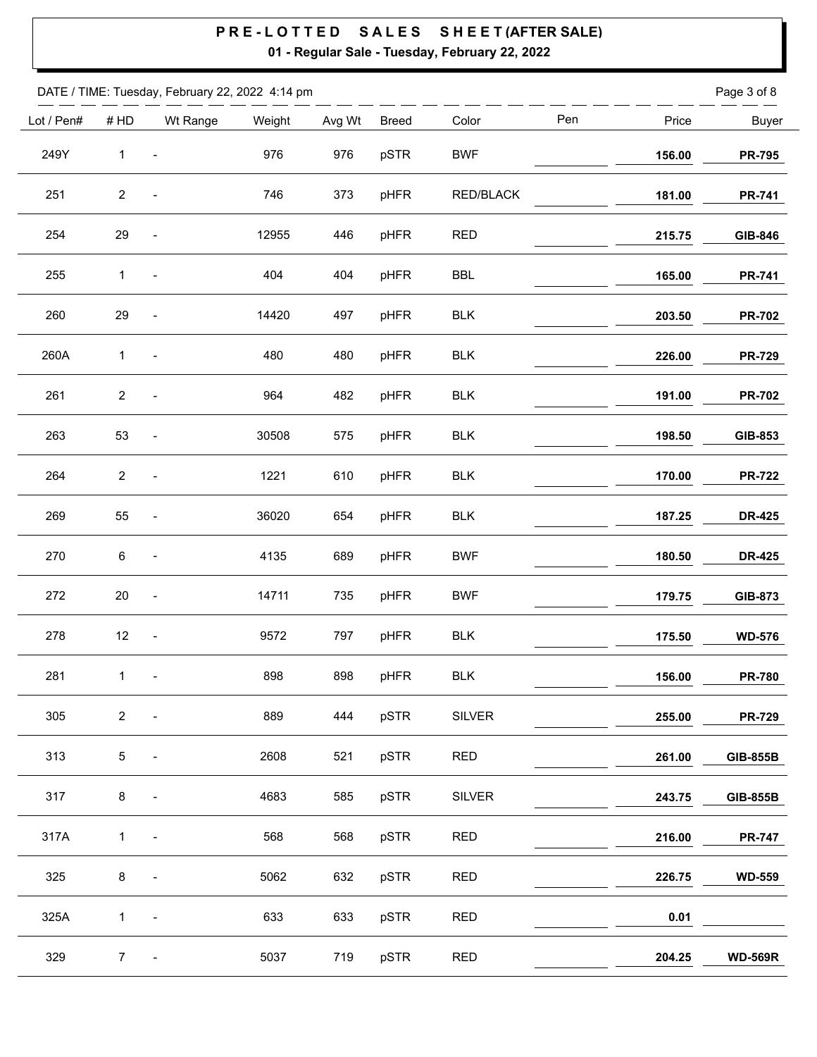# PRE-LOTTED SALES SHEET (AFTER SALE)

**01 - Regular Sale - Tuesday, February 22, 2022**

DATE / TIME: Tuesday, February 22, 2022 4:14 pm

| Lot / Pen# | # HD | Wt Range | Weight | Avg Wt | Breed | Color | Pen | Price | Buyer |
|---|---|---|---|---|---|---|---|---|---|
| 249Y | 1 | - | 976 | 976 | pSTR | BWF | | **156.00** | **PR-795** |
| 251 | 2 | - | 746 | 373 | pHFR | RED/BLACK | | **181.00** | **PR-741** |
| 254 | 29 | - | 12955 | 446 | pHFR | RED | | **215.75** | **GIB-846** |
| 255 | 1 | - | 404 | 404 | pHFR | BBL | | **165.00** | **PR-741** |
| 260 | 29 | - | 14420 | 497 | pHFR | BLK | | **203.50** | **PR-702** |
| 260A | 1 | - | 480 | 480 | pHFR | BLK | | **226.00** | **PR-729** |
| 261 | 2 | - | 964 | 482 | pHFR | BLK | | **191.00** | **PR-702** |
| 263 | 53 | - | 30508 | 575 | pHFR | BLK | | **198.50** | **GIB-853** |
| 264 | 2 | - | 1221 | 610 | pHFR | BLK | | **170.00** | **PR-722** |
| 269 | 55 | - | 36020 | 654 | pHFR | BLK | | **187.25** | **DR-425** |
| 270 | 6 | - | 4135 | 689 | pHFR | BWF | | **180.50** | **DR-425** |
| 272 | 20 | - | 14711 | 735 | pHFR | BWF | | **179.75** | **GIB-873** |
| 278 | 12 | - | 9572 | 797 | pHFR | BLK | | **175.50** | **WD-576** |
| 281 | 1 | - | 898 | 898 | pHFR | BLK | | **156.00** | **PR-780** |
| 305 | 2 | - | 889 | 444 | pSTR | SILVER | | **255.00** | **PR-729** |
| 313 | 5 | - | 2608 | 521 | pSTR | RED | | **261.00** | **GIB-855B** |
| 317 | 8 | - | 4683 | 585 | pSTR | SILVER | | **243.75** | **GIB-855B** |
| 317A | 1 | - | 568 | 568 | pSTR | RED | | **216.00** | **PR-747** |
| 325 | 8 | - | 5062 | 632 | pSTR | RED | | **226.75** | **WD-559** |
| 325A | 1 | - | 633 | 633 | pSTR | RED | | **0.01** | |
| 329 | 7 | - | 5037 | 719 | pSTR | RED | | **204.25** | **WD-569R** |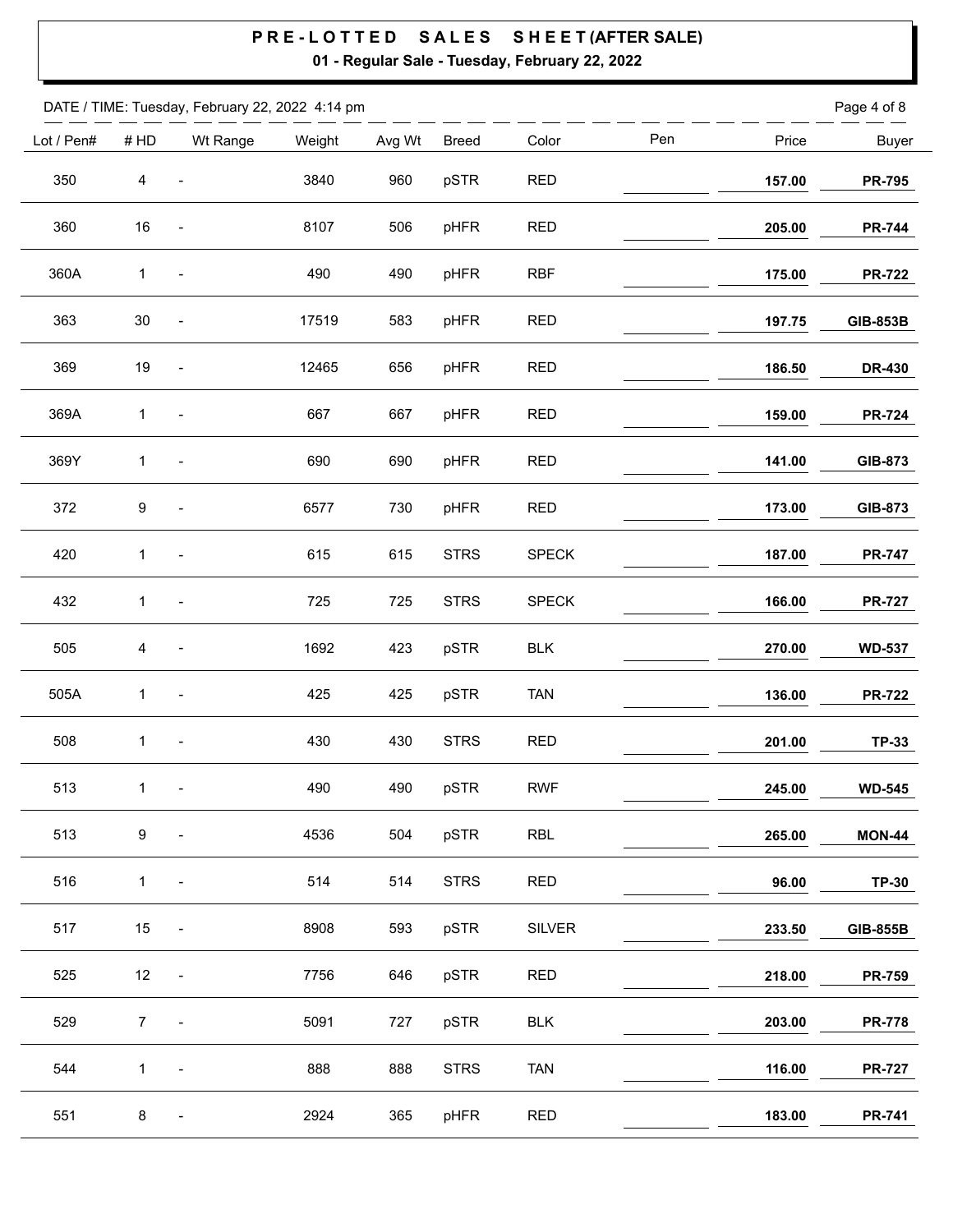# PRE-LOTTED SALES SHEET (AFTER SALE)

**01 - Regular Sale - Tuesday, February 22, 2022**

DATE / TIME: Tuesday, February 22, 2022 4:14 pm

| Lot / Pen# | # HD | Wt Range | Weight | Avg Wt | Breed | Color | Pen | Price | Buyer |
|---|---|---|---|---|---|---|---|---|---|
| 350 | 4 | - | 3840 | 960 | pSTR | RED | | **157.00** | **PR-795** |
| 360 | 16 | - | 8107 | 506 | pHFR | RED | | **205.00** | **PR-744** |
| 360A | 1 | - | 490 | 490 | pHFR | RBF | | **175.00** | **PR-722** |
| 363 | 30 | - | 17519 | 583 | pHFR | RED | | **197.75** | **GIB-853B** |
| 369 | 19 | - | 12465 | 656 | pHFR | RED | | **186.50** | **DR-430** |
| 369A | 1 | - | 667 | 667 | pHFR | RED | | **159.00** | **PR-724** |
| 369Y | 1 | - | 690 | 690 | pHFR | RED | | **141.00** | **GIB-873** |
| 372 | 9 | - | 6577 | 730 | pHFR | RED | | **173.00** | **GIB-873** |
| 420 | 1 | - | 615 | 615 | STRS | SPECK | | **187.00** | **PR-747** |
| 432 | 1 | - | 725 | 725 | STRS | SPECK | | **166.00** | **PR-727** |
| 505 | 4 | - | 1692 | 423 | pSTR | BLK | | **270.00** | **WD-537** |
| 505A | 1 | - | 425 | 425 | pSTR | TAN | | **136.00** | **PR-722** |
| 508 | 1 | - | 430 | 430 | STRS | RED | | **201.00** | **TP-33** |
| 513 | 1 | - | 490 | 490 | pSTR | RWF | | **245.00** | **WD-545** |
| 513 | 9 | - | 4536 | 504 | pSTR | RBL | | **265.00** | **MON-44** |
| 516 | 1 | - | 514 | 514 | STRS | RED | | **96.00** | **TP-30** |
| 517 | 15 | - | 8908 | 593 | pSTR | SILVER | | **233.50** | **GIB-855B** |
| 525 | 12 | - | 7756 | 646 | pSTR | RED | | **218.00** | **PR-759** |
| 529 | 7 | - | 5091 | 727 | pSTR | BLK | | **203.00** | **PR-778** |
| 544 | 1 | - | 888 | 888 | STRS | TAN | | **116.00** | **PR-727** |
| 551 | 8 | - | 2924 | 365 | pHFR | RED | | **183.00** | **PR-741** |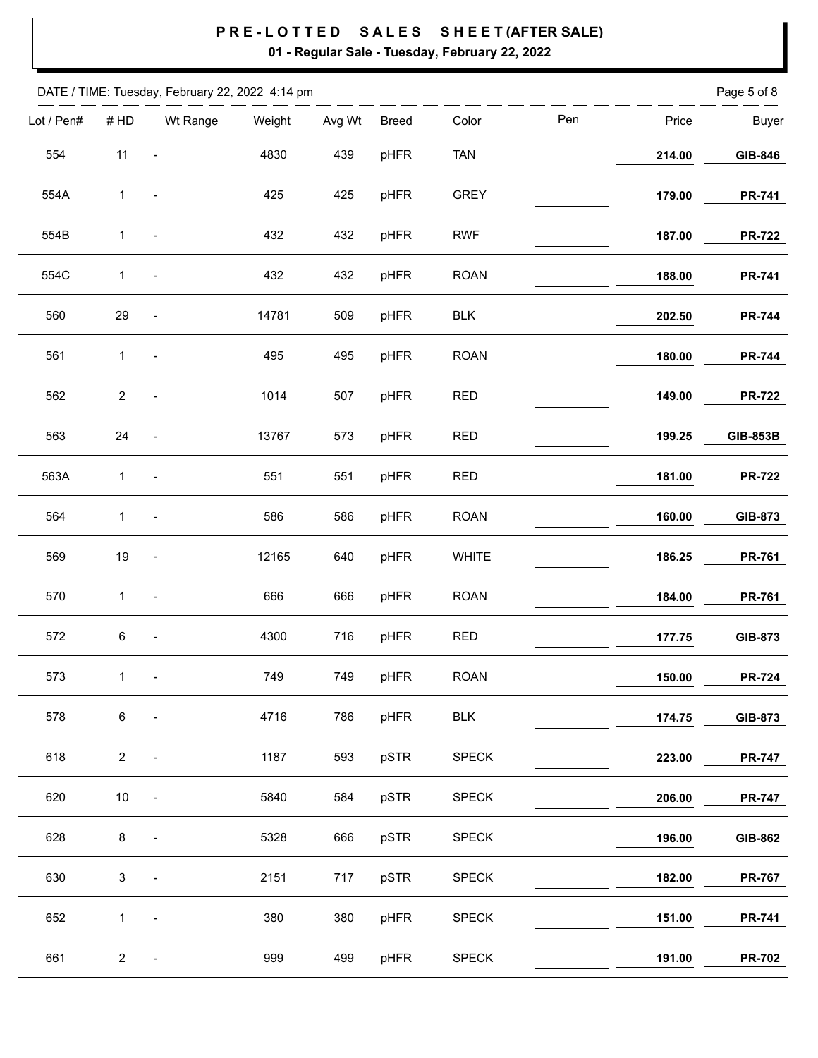# PRE-LOTTED SALES SHEET (AFTER SALE)

**01 - Regular Sale - Tuesday, February 22, 2022**

DATE / TIME: Tuesday, February 22, 2022 4:14 pm

| Lot / Pen# | # HD | Wt Range | Weight | Avg Wt | Breed | Color | Pen | Price | Buyer |
|---|---|---|---|---|---|---|---|---|---|
| 554 | 11 | - | 4830 | 439 | pHFR | TAN | | **214.00** | **GIB-846** |
| 554A | 1 | - | 425 | 425 | pHFR | GREY | | **179.00** | **PR-741** |
| 554B | 1 | - | 432 | 432 | pHFR | RWF | | **187.00** | **PR-722** |
| 554C | 1 | - | 432 | 432 | pHFR | ROAN | | **188.00** | **PR-741** |
| 560 | 29 | - | 14781 | 509 | pHFR | BLK | | **202.50** | **PR-744** |
| 561 | 1 | - | 495 | 495 | pHFR | ROAN | | **180.00** | **PR-744** |
| 562 | 2 | - | 1014 | 507 | pHFR | RED | | **149.00** | **PR-722** |
| 563 | 24 | - | 13767 | 573 | pHFR | RED | | **199.25** | **GIB-853B** |
| 563A | 1 | - | 551 | 551 | pHFR | RED | | **181.00** | **PR-722** |
| 564 | 1 | - | 586 | 586 | pHFR | ROAN | | **160.00** | **GIB-873** |
| 569 | 19 | - | 12165 | 640 | pHFR | WHITE | | **186.25** | **PR-761** |
| 570 | 1 | - | 666 | 666 | pHFR | ROAN | | **184.00** | **PR-761** |
| 572 | 6 | - | 4300 | 716 | pHFR | RED | | **177.75** | **GIB-873** |
| 573 | 1 | - | 749 | 749 | pHFR | ROAN | | **150.00** | **PR-724** |
| 578 | 6 | - | 4716 | 786 | pHFR | BLK | | **174.75** | **GIB-873** |
| 618 | 2 | - | 1187 | 593 | pSTR | SPECK | | **223.00** | **PR-747** |
| 620 | 10 | - | 5840 | 584 | pSTR | SPECK | | **206.00** | **PR-747** |
| 628 | 8 | - | 5328 | 666 | pSTR | SPECK | | **196.00** | **GIB-862** |
| 630 | 3 | - | 2151 | 717 | pSTR | SPECK | | **182.00** | **PR-767** |
| 652 | 1 | - | 380 | 380 | pHFR | SPECK | | **151.00** | **PR-741** |
| 661 | 2 | - | 999 | 499 | pHFR | SPECK | | **191.00** | **PR-702** |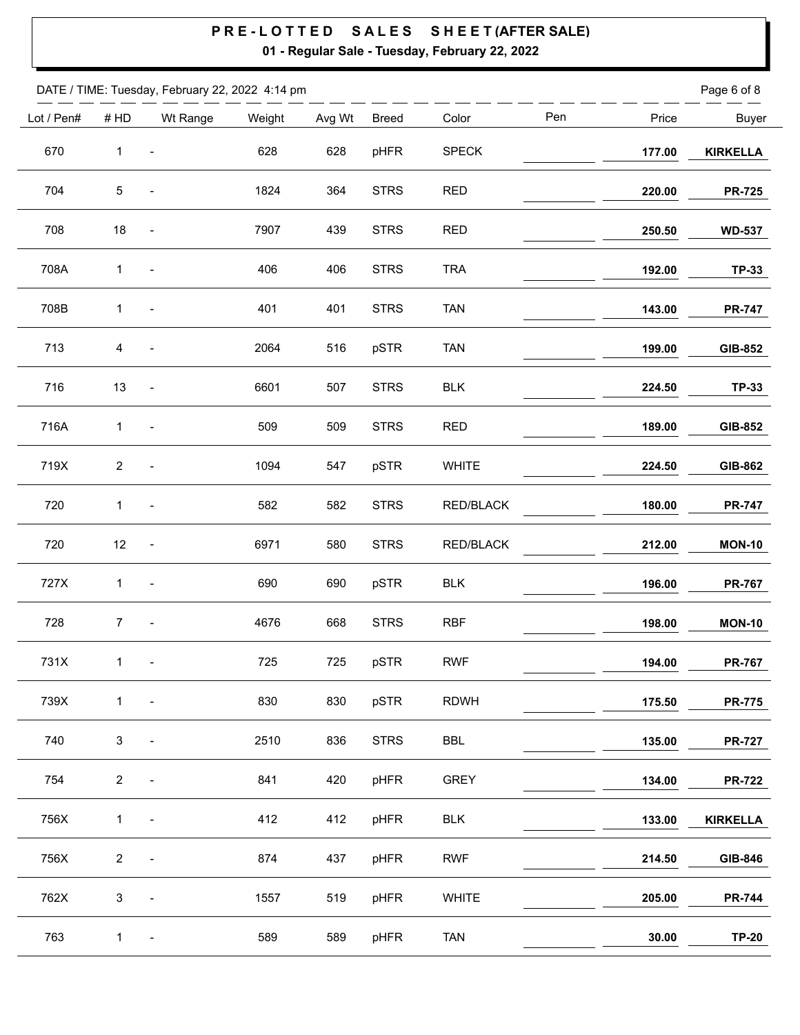# PRE-LOTTED SALES SHEET (AFTER SALE)

**01 - Regular Sale - Tuesday, February 22, 2022**

DATE / TIME: Tuesday, February 22, 2022 4:14 pm

| Lot / Pen# | # HD | Wt Range | Weight | Avg Wt | Breed | Color | Pen | Price | Buyer |
|---|---|---|---|---|---|---|---|---|---|
| 670 | 1 | - | 628 | 628 | pHFR | SPECK | | **177.00** | **KIRKELLA** |
| 704 | 5 | - | 1824 | 364 | STRS | RED | | **220.00** | **PR-725** |
| 708 | 18 | - | 7907 | 439 | STRS | RED | | **250.50** | **WD-537** |
| 708A | 1 | - | 406 | 406 | STRS | TRA | | **192.00** | **TP-33** |
| 708B | 1 | - | 401 | 401 | STRS | TAN | | **143.00** | **PR-747** |
| 713 | 4 | - | 2064 | 516 | pSTR | TAN | | **199.00** | **GIB-852** |
| 716 | 13 | - | 6601 | 507 | STRS | BLK | | **224.50** | **TP-33** |
| 716A | 1 | - | 509 | 509 | STRS | RED | | **189.00** | **GIB-852** |
| 719X | 2 | - | 1094 | 547 | pSTR | WHITE | | **224.50** | **GIB-862** |
| 720 | 1 | - | 582 | 582 | STRS | RED/BLACK | | **180.00** | **PR-747** |
| 720 | 12 | - | 6971 | 580 | STRS | RED/BLACK | | **212.00** | **MON-10** |
| 727X | 1 | - | 690 | 690 | pSTR | BLK | | **196.00** | **PR-767** |
| 728 | 7 | - | 4676 | 668 | STRS | RBF | | **198.00** | **MON-10** |
| 731X | 1 | - | 725 | 725 | pSTR | RWF | | **194.00** | **PR-767** |
| 739X | 1 | - | 830 | 830 | pSTR | RDWH | | **175.50** | **PR-775** |
| 740 | 3 | - | 2510 | 836 | STRS | BBL | | **135.00** | **PR-727** |
| 754 | 2 | - | 841 | 420 | pHFR | GREY | | **134.00** | **PR-722** |
| 756X | 1 | - | 412 | 412 | pHFR | BLK | | **133.00** | **KIRKELLA** |
| 756X | 2 | - | 874 | 437 | pHFR | RWF | | **214.50** | **GIB-846** |
| 762X | 3 | - | 1557 | 519 | pHFR | WHITE | | **205.00** | **PR-744** |
| 763 | 1 | - | 589 | 589 | pHFR | TAN | | **30.00** | **TP-20** |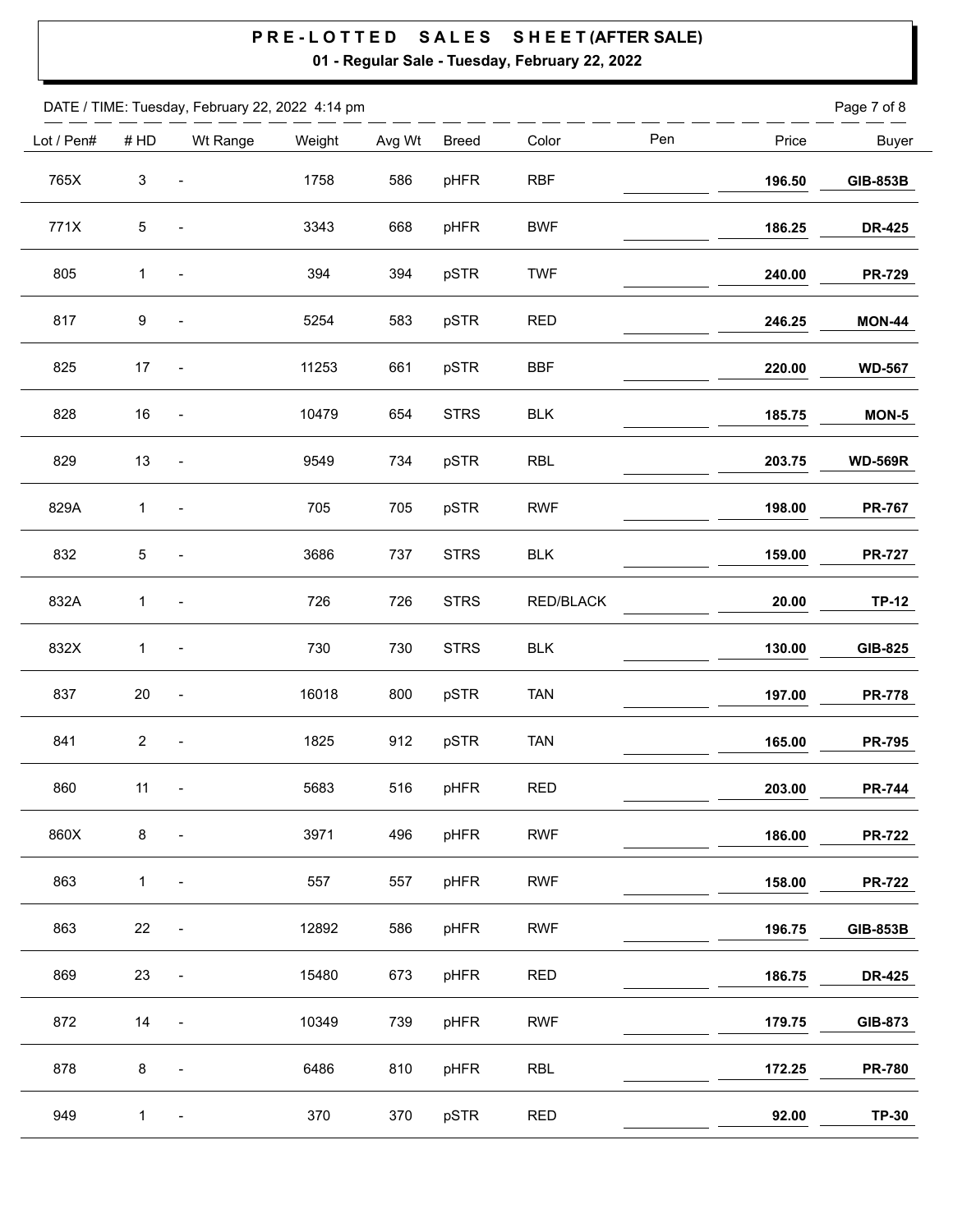# PRE-LOTTED SALES SHEET (AFTER SALE)

**01 - Regular Sale - Tuesday, February 22, 2022**

DATE / TIME: Tuesday, February 22, 2022 4:14 pm

| Lot / Pen# | # HD | Wt Range | Weight | Avg Wt | Breed | Color | Pen | Price | Buyer |
|---|---|---|---|---|---|---|---|---|---|
| 765X | 3 | - | 1758 | 586 | pHFR | RBF | | **196.50** | **GIB-853B** |
| 771X | 5 | - | 3343 | 668 | pHFR | BWF | | **186.25** | **DR-425** |
| 805 | 1 | - | 394 | 394 | pSTR | TWF | | **240.00** | **PR-729** |
| 817 | 9 | - | 5254 | 583 | pSTR | RED | | **246.25** | **MON-44** |
| 825 | 17 | - | 11253 | 661 | pSTR | BBF | | **220.00** | **WD-567** |
| 828 | 16 | - | 10479 | 654 | STRS | BLK | | **185.75** | **MON-5** |
| 829 | 13 | - | 9549 | 734 | pSTR | RBL | | **203.75** | **WD-569R** |
| 829A | 1 | - | 705 | 705 | pSTR | RWF | | **198.00** | **PR-767** |
| 832 | 5 | - | 3686 | 737 | STRS | BLK | | **159.00** | **PR-727** |
| 832A | 1 | - | 726 | 726 | STRS | RED/BLACK | | **20.00** | **TP-12** |
| 832X | 1 | - | 730 | 730 | STRS | BLK | | **130.00** | **GIB-825** |
| 837 | 20 | - | 16018 | 800 | pSTR | TAN | | **197.00** | **PR-778** |
| 841 | 2 | - | 1825 | 912 | pSTR | TAN | | **165.00** | **PR-795** |
| 860 | 11 | - | 5683 | 516 | pHFR | RED | | **203.00** | **PR-744** |
| 860X | 8 | - | 3971 | 496 | pHFR | RWF | | **186.00** | **PR-722** |
| 863 | 1 | - | 557 | 557 | pHFR | RWF | | **158.00** | **PR-722** |
| 863 | 22 | - | 12892 | 586 | pHFR | RWF | | **196.75** | **GIB-853B** |
| 869 | 23 | - | 15480 | 673 | pHFR | RED | | **186.75** | **DR-425** |
| 872 | 14 | - | 10349 | 739 | pHFR | RWF | | **179.75** | **GIB-873** |
| 878 | 8 | - | 6486 | 810 | pHFR | RBL | | **172.25** | **PR-780** |
| 949 | 1 | - | 370 | 370 | pSTR | RED | | **92.00** | **TP-30** |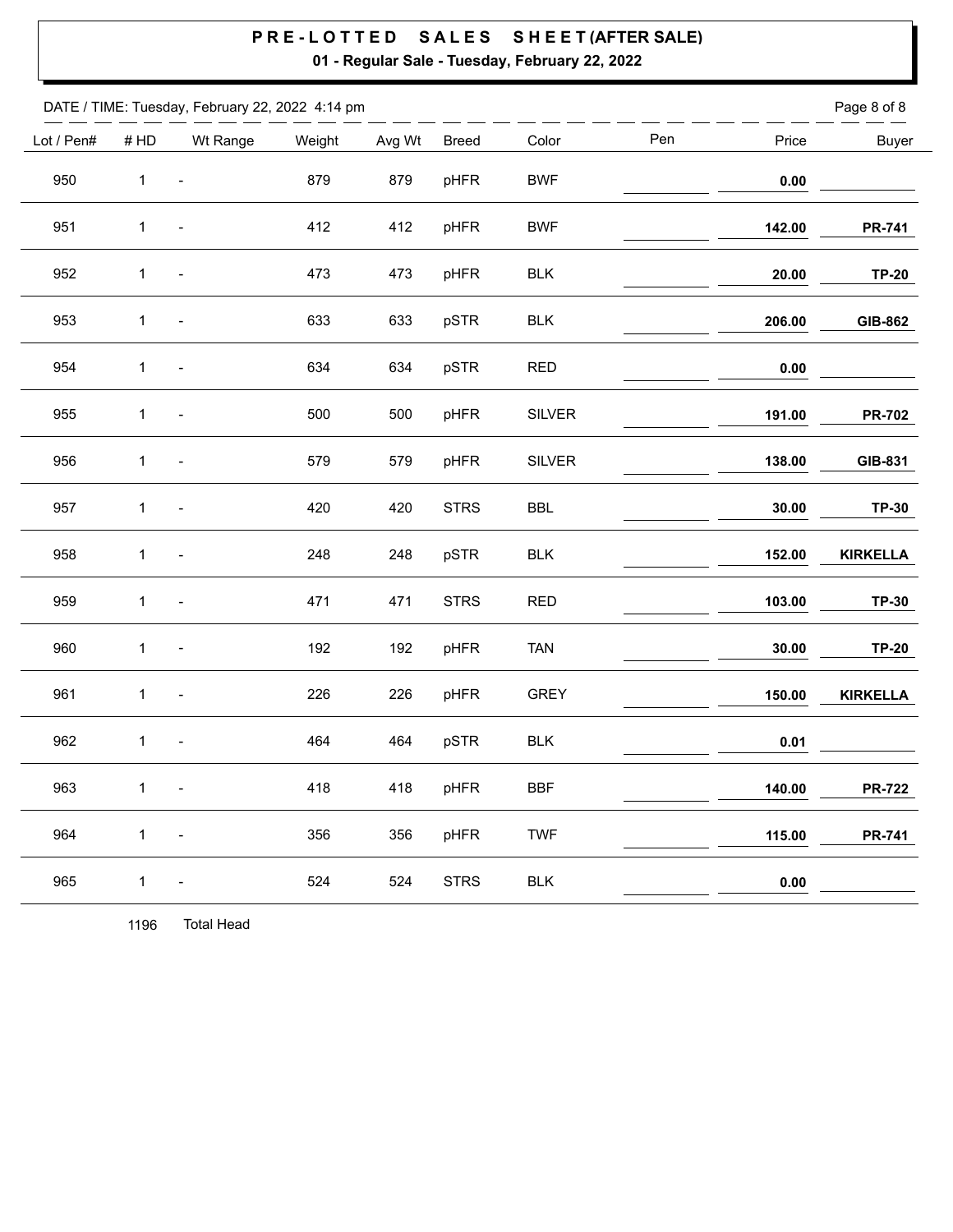# PRE-LOTTED SALES SHEET (AFTER SALE)

**01 - Regular Sale - Tuesday, February 22, 2022**

DATE / TIME: Tuesday, February 22, 2022 4:14 pm

| Lot / Pen# | # HD | Wt Range | Weight | Avg Wt | Breed | Color | Pen | Price | Buyer |
|---|---|---|---|---|---|---|---|---|---|
| 950 | 1 | - | 879 | 879 | pHFR | BWF | | **0.00** | |
| 951 | 1 | - | 412 | 412 | pHFR | BWF | | **142.00** | **PR-741** |
| 952 | 1 | - | 473 | 473 | pHFR | BLK | | **20.00** | **TP-20** |
| 953 | 1 | - | 633 | 633 | pSTR | BLK | | **206.00** | **GIB-862** |
| 954 | 1 | - | 634 | 634 | pSTR | RED | | **0.00** | |
| 955 | 1 | - | 500 | 500 | pHFR | SILVER | | **191.00** | **PR-702** |
| 956 | 1 | - | 579 | 579 | pHFR | SILVER | | **138.00** | **GIB-831** |
| 957 | 1 | - | 420 | 420 | STRS | BBL | | **30.00** | **TP-30** |
| 958 | 1 | - | 248 | 248 | pSTR | BLK | | **152.00** | **KIRKELLA** |
| 959 | 1 | - | 471 | 471 | STRS | RED | | **103.00** | **TP-30** |
| 960 | 1 | - | 192 | 192 | pHFR | TAN | | **30.00** | **TP-20** |
| 961 | 1 | - | 226 | 226 | pHFR | GREY | | **150.00** | **KIRKELLA** |
| 962 | 1 | - | 464 | 464 | pSTR | BLK | | **0.01** | |
| 963 | 1 | - | 418 | 418 | pHFR | BBF | | **140.00** | **PR-722** |
| 964 | 1 | - | 356 | 356 | pHFR | TWF | | **115.00** | **PR-741** |
| 965 | 1 | - | 524 | 524 | STRS | BLK | | **0.00** | |

1196 Total Head